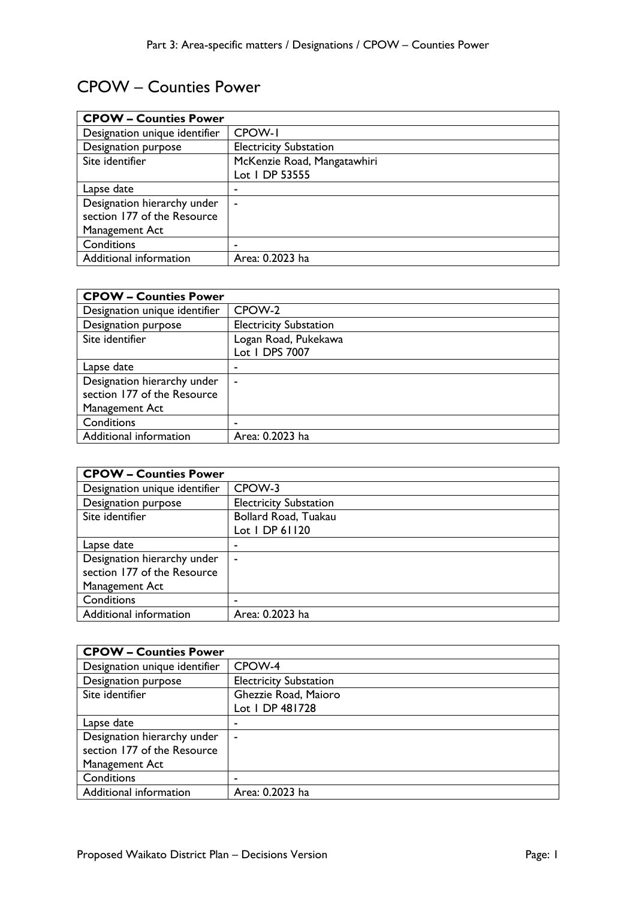# CPOW – Counties Power

| **CPOW – Counties Power** | |
|---|---|
| Designation unique identifier | CPOW-1 |
| Designation purpose | Electricity Substation |
| Site identifier | McKenzie Road, Mangatawhiri<br>Lot 1 DP 53555 |
| Lapse date | - |
| Designation hierarchy under section 177 of the Resource Management Act | - |
| Conditions | - |
| Additional information | Area: 0.2023 ha |

| **CPOW – Counties Power** | |
|---|---|
| Designation unique identifier | CPOW-2 |
| Designation purpose | Electricity Substation |
| Site identifier | Logan Road, Pukekawa<br>Lot 1 DPS 7007 |
| Lapse date | - |
| Designation hierarchy under section 177 of the Resource Management Act | - |
| Conditions | - |
| Additional information | Area: 0.2023 ha |

| **CPOW – Counties Power** | |
|---|---|
| Designation unique identifier | CPOW-3 |
| Designation purpose | Electricity Substation |
| Site identifier | Bollard Road, Tuakau<br>Lot 1 DP 61120 |
| Lapse date | - |
| Designation hierarchy under section 177 of the Resource Management Act | - |
| Conditions | - |
| Additional information | Area: 0.2023 ha |

| **CPOW – Counties Power** | |
|---|---|
| Designation unique identifier | CPOW-4 |
| Designation purpose | Electricity Substation |
| Site identifier | Ghezzie Road, Maioro<br>Lot 1 DP 481728 |
| Lapse date | - |
| Designation hierarchy under section 177 of the Resource Management Act | - |
| Conditions | - |
| Additional information | Area: 0.2023 ha |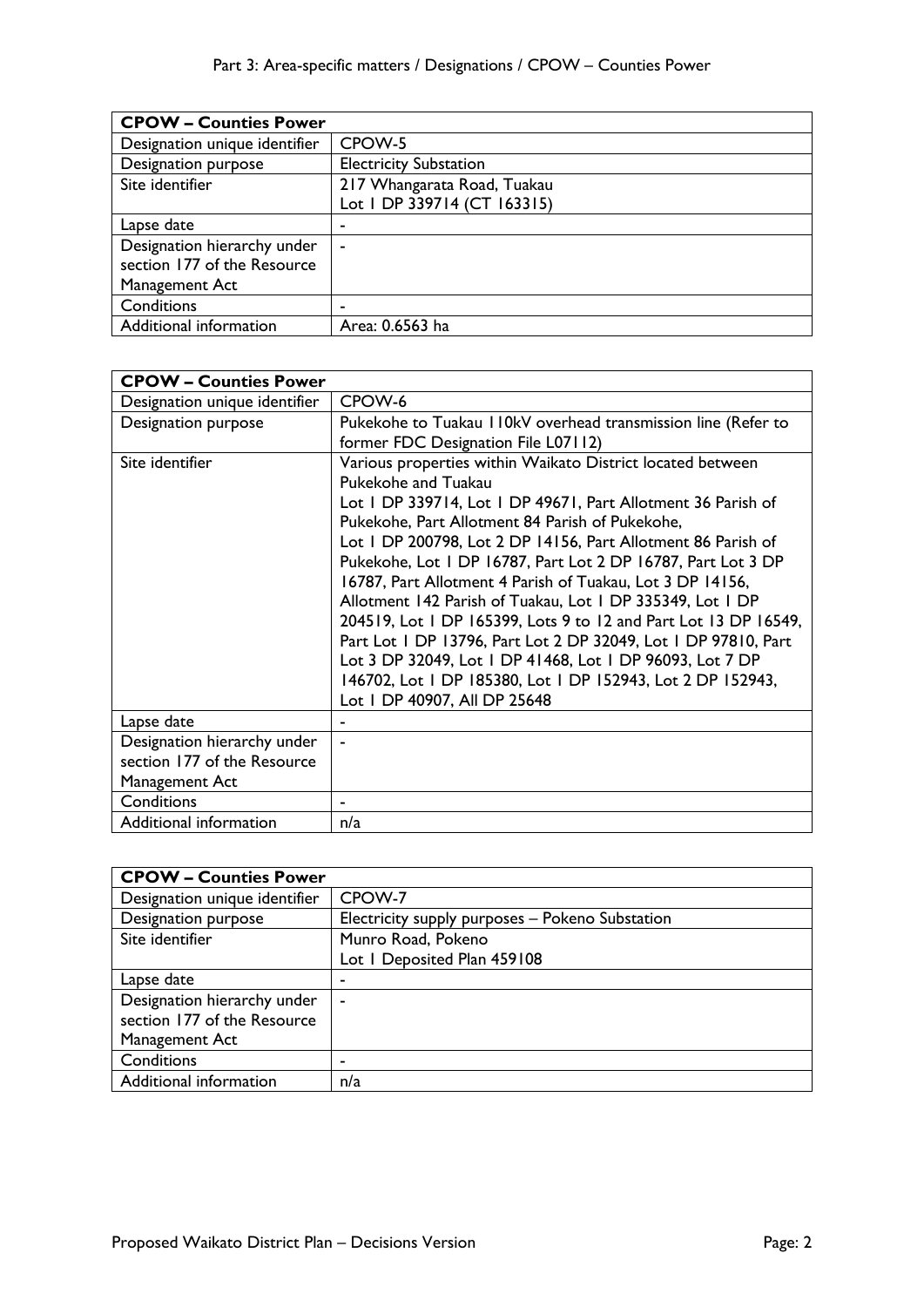| CPOW – Counties Power | |
|---|---|
| Designation unique identifier | CPOW-5 |
| Designation purpose | Electricity Substation |
| Site identifier | 217 Whangarata Road, Tuakau<br>Lot 1 DP 339714 (CT 163315) |
| Lapse date | - |
| Designation hierarchy under section 177 of the Resource Management Act | - |
| Conditions | - |
| Additional information | Area: 0.6563 ha |

| CPOW – Counties Power | |
|---|---|
| Designation unique identifier | CPOW-6 |
| Designation purpose | Pukekohe to Tuakau 110kV overhead transmission line (Refer to former FDC Designation File L07112) |
| Site identifier | Various properties within Waikato District located between Pukekohe and Tuakau<br>Lot 1 DP 339714, Lot 1 DP 49671, Part Allotment 36 Parish of Pukekohe, Part Allotment 84 Parish of Pukekohe, Lot 1 DP 200798, Lot 2 DP 14156, Part Allotment 86 Parish of Pukekohe, Lot 1 DP 16787, Part Lot 2 DP 16787, Part Lot 3 DP 16787, Part Allotment 4 Parish of Tuakau, Lot 3 DP 14156, Allotment 142 Parish of Tuakau, Lot 1 DP 335349, Lot 1 DP 204519, Lot 1 DP 165399, Lots 9 to 12 and Part Lot 13 DP 16549, Part Lot 1 DP 13796, Part Lot 2 DP 32049, Lot 1 DP 97810, Part Lot 3 DP 32049, Lot 1 DP 41468, Lot 1 DP 96093, Lot 7 DP 146702, Lot 1 DP 185380, Lot 1 DP 152943, Lot 2 DP 152943, Lot 1 DP 40907, All DP 25648 |
| Lapse date | - |
| Designation hierarchy under section 177 of the Resource Management Act | - |
| Conditions | - |
| Additional information | n/a |

| CPOW – Counties Power | |
|---|---|
| Designation unique identifier | CPOW-7 |
| Designation purpose | Electricity supply purposes – Pokeno Substation |
| Site identifier | Munro Road, Pokeno<br>Lot 1 Deposited Plan 459108 |
| Lapse date | - |
| Designation hierarchy under section 177 of the Resource Management Act | - |
| Conditions | - |
| Additional information | n/a |